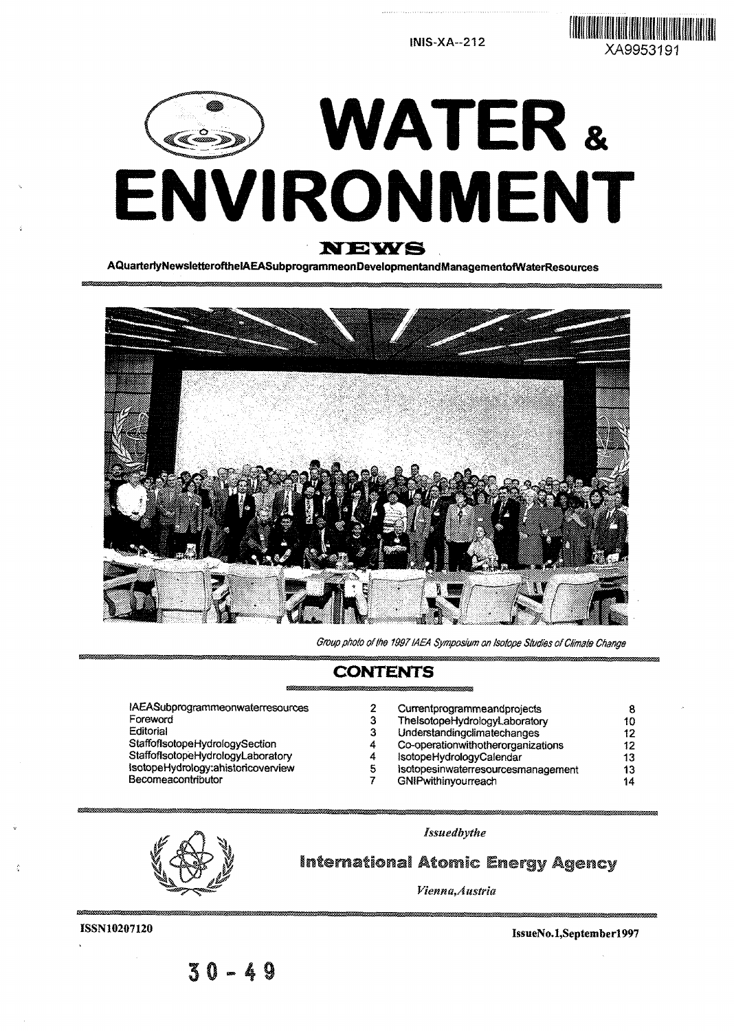INIS-XA--212

XA9953191

# WATER & ENVIRONMENT

## NEWS

**A Quarterly Newsletter of the IAEA Subprogramme on Development and Management of Water Resources**

*Group photo of the 1997 IAEA Symposium on Isotope Studies of Climate Change*

## CONTENTS

| | |
|---|---|
| IAEA Subprogramme on water resources | 2 |
| Foreword | 3 |
| Editorial | 3 |
| Staff of Isotope Hydrology Section | 4 |
| Staff of Isotope Hydrology Laboratory | 4 |
| Isotope Hydrology: a historic overview | 5 |
| Become a contributor | 7 |
| Current programme and projects | 8 |
| The Isotope Hydrology Laboratory | 10 |
| Understanding climate changes | 12 |
| Co-operation with other organizations | 12 |
| Isotope Hydrology Calendar | 13 |
| Isotopes in water resources management | 13 |
| GNIP within your reach | 14 |

*Issued by the*

**International Atomic Energy Agency**

*Vienna, Austria*

**ISSN 10207120**

**Issue No. 1, September 1997**

30-49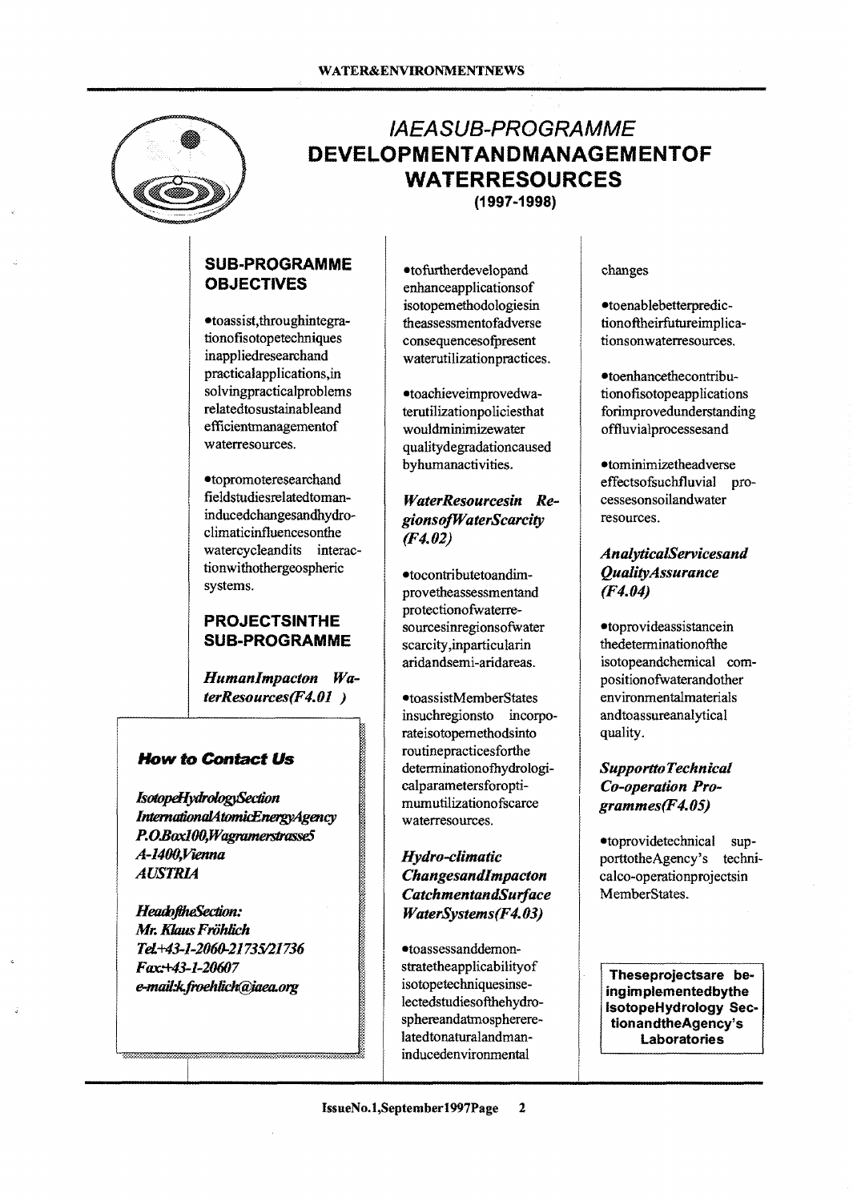# *IAEA SUB-PROGRAMME*
# DEVELOPMENT AND MANAGEMENT OF WATER RESOURCES

**(1997-1998)**

## SUB-PROGRAMME OBJECTIVES

- to assist, through integration of isotope techniques in applied research and practical applications, in solving practical problems related to sustainable and efficient management of water resources.

- to promote research and field studies related to man-induced changes and hydro-climatic influences on the water cycle and its interaction with other geospheric systems.

## PROJECTS IN THE SUB-PROGRAMME

### *Human Impact on Water Resources (F4.01)*

- to further develop and enhance applications of isotope methodologies in the assessment of adverse consequences of present water utilization practices.

- to achieve improved water utilization policies that would minimize water quality degradation caused by human activities.

### *Water Resources in Regions of Water Scarcity (F4.02)*

- to contribute to and improve the assessment and protection of water resources in regions of water scarcity, in particular in arid and semi-arid areas.

- to assist Member States in such regions to incorporate isotope methods into routine practices for the determination of hydrological parameters for optimum utilization of scarce water resources.

### *Hydro-climatic Changes and Impact on Catchment and Surface Water Systems (F4.03)*

- to assess and demonstrate the applicability of isotope techniques in selected studies of the hydrosphere and atmosphere related to natural and man-induced environmental changes

- to enable better prediction of their future implications on water resources.

- to enhance the contribution of isotope applications for improved understanding of fluvial processes and

- to minimize the adverse effects of such fluvial processes on soil and water resources.

### *Analytical Services and Quality Assurance (F4.04)*

- to provide assistance in the determination of the isotope and chemical composition of water and other environmental materials and to assure analytical quality.

### *Support to Technical Co-operation Programmes (F4.05)*

- to provide technical support to the Agency's technical co-operation projects in Member States.

**These projects are being implemented by the Isotope Hydrology Section and the Agency's Laboratories**

### *How to Contact Us*

*Isotope Hydrology Section*
*International Atomic Energy Agency*
*P.O.Box 100, Wagramerstrasse 5*
*A-1400, Vienna*
*AUSTRIA*

*Head of the Section:*
*Mr. Klaus Fröhlich*
*Tel. +43-1-2060-21735/21736*
*Fax: +43-1-20607*
*e-mail: k.froehlich@iaea.org*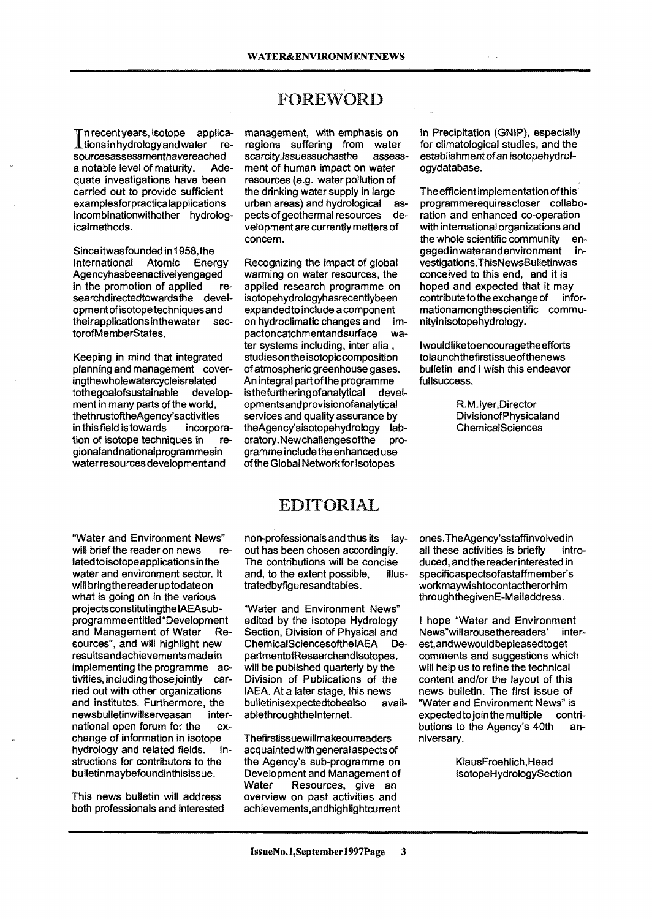## FOREWORD

In recent years, isotope applications in hydrology and water resources assessment have reached a notable level of maturity. Adequate investigations have been carried out to provide sufficient examples for practical applications in combination with other hydrological methods.

Since it was founded in 1958, the International Atomic Energy Agency has been actively engaged in the promotion of applied research directed towards the development of isotope techniques and their applications in the water sector of Member States.

Keeping in mind that integrated planning and management covering the whole water cycle is related to the goal of sustainable development in many parts of the world, the thrust of the Agency's activities in this field is towards incorporation of isotope techniques in regional and national programmes in water resources development and management, with emphasis on regions suffering from water scarcity. Issues such as the assessment of human impact on water resources (e.g. water pollution of the drinking water supply in large urban areas) and hydrological aspects of geothermal resources development are currently matters of concern.

Recognizing the impact of global warming on water resources, the applied research programme on isotope hydrology has recently been expanded to include a component on hydroclimatic changes and impact on catchment and surface water systems including, inter alia, studies on the isotopic composition of atmospheric greenhouse gases. An integral part of the programme is the furthering of analytical developments and provision of analytical services and quality assurance by the Agency's isotope hydrology laboratory. New challenges of the programme include the enhanced use of the Global Network for Isotopes in Precipitation (GNIP), especially for climatological studies, and the establishment of an isotope hydrology database.

The efficient implementation of this programme requires closer collaboration and enhanced co-operation with international organizations and the whole scientific community engaged in water and environment investigations. This News Bulletin was conceived to this end, and it is hoped and expected that it may contribute to the exchange of information among the scientific community in isotope hydrology.

I would like to encourage the efforts to launch the first issue of the news bulletin and I wish this endeavor full success.

R.M. Iyer, Director
Division of Physical and Chemical Sciences

## EDITORIAL

"Water and Environment News" will brief the reader on news related to isotope applications in the water and environment sector. It will bring the reader up to date on what is going on in the various projects constituting the IAEA sub-programme entitled "Development and Management of Water Resources", and will highlight new results and achievements made in implementing the programme activities, including those jointly carried out with other organizations and institutes. Furthermore, the news bulletin will serve as an international open forum for the exchange of information in isotope hydrology and related fields. Instructions for contributors to the bulletin may be found in this issue.

This news bulletin will address both professionals and interested non-professionals and thus its layout has been chosen accordingly. The contributions will be concise and, to the extent possible, illustrated by figures and tables.

"Water and Environment News" edited by the Isotope Hydrology Section, Division of Physical and Chemical Sciences of the IAEA Department of Research and Isotopes, will be published quarterly by the Division of Publications of the IAEA. At a later stage, this news bulletin is expected to be also available through the Internet.

The first issue will make our readers acquainted with general aspects of the Agency's sub-programme on Development and Management of Water Resources, give an overview on past activities and achievements, and highlight current ones. The Agency's staff involved in all these activities is briefly introduced, and the reader interested in specific aspects of a staff member's work may wish to contact her or him through the given E-Mail address.

I hope "Water and Environment News" will arouse the readers' interest, and we would be pleased to get comments and suggestions which will help us to refine the technical content and/or the layout of this news bulletin. The first issue of "Water and Environment News" is expected to join the multiple contributions to the Agency's 40th anniversary.

Klaus Froehlich, Head
Isotope Hydrology Section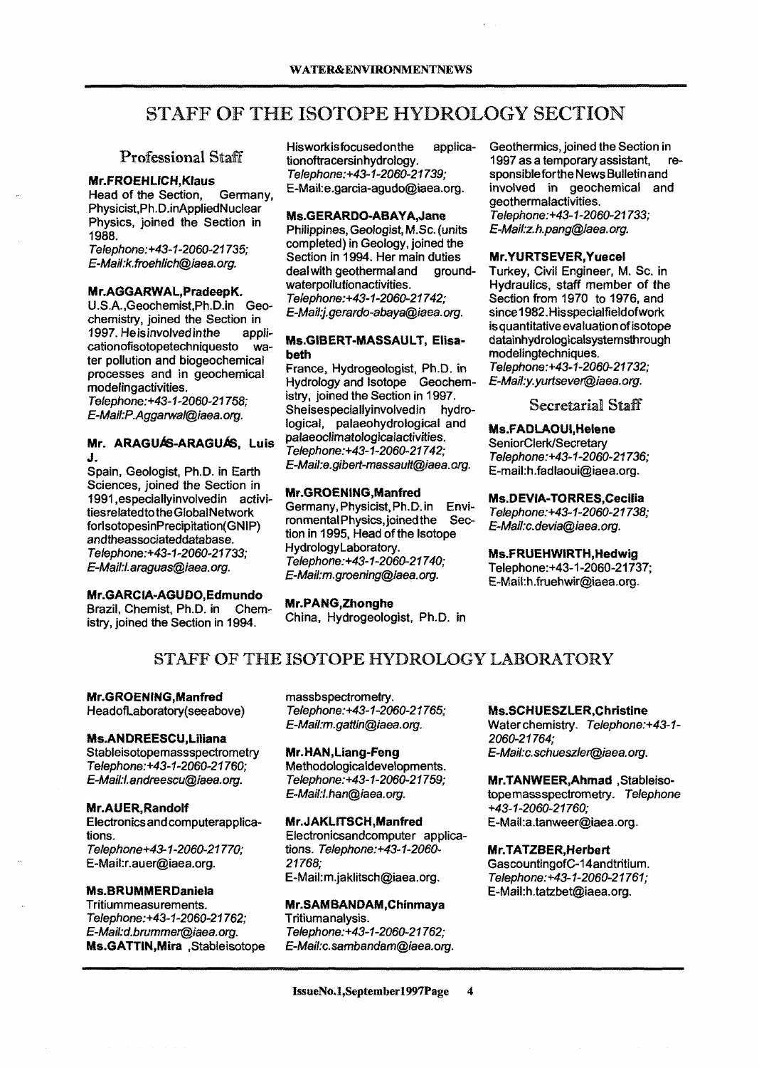# STAFF OF THE ISOTOPE HYDROLOGY SECTION

## Professional Staff

**Mr.FROEHLICH,Klaus**
Head of the Section, Germany, Physicist,Ph.D.inAppliedNuclear Physics, joined the Section in 1988.
*Telephone:+43-1-2060-21735;*
*E-Mail:k.froehlich@iaea.org.*

**Mr.AGGARWAL,PradeepK.**
U.S.A.,Geochemist,Ph.D.in Geochemistry, joined the Section in 1997. Heisinvolvedinthe applicationofisotopetechniquesto water pollution and biogeochemical processes and in geochemical modelingactivities.
*Telephone:+43-1-2060-21758;*
*E-Mail:P.Aggarwal@iaea.org.*

**Mr. ARAGUÁS-ARAGUÁS, Luis J.**
Spain, Geologist, Ph.D. in Earth Sciences, joined the Section in 1991,especiallyinvolvedin activitiesrelatedtotheGlobalNetwork forIsotopesinPrecipitation(GNIP) *andtheassociateddatabase.*
*Telephone:+43-1-2060-21733;*
*E-Mail:l.araguas@iaea.org.*

**Mr.GARCIA-AGUDO,Edmundo**
Brazil, Chemist, Ph.D. in Chemistry, joined the Section in 1994. Hisworkisfocusedonthe applicationoftracersinhydrology.
*Telephone:+43-1-2060-21739;*
E-Mail:e.garcia-agudo@iaea.org.

**Ms.GERARDO-ABAYA,Jane**
Philippines, Geologist, M.Sc. (units completed) in Geology, joined the Section in 1994. Her main duties dealwith geothermaland groundwaterpollutionactivities.
*Telephone:+43-1-2060-21742;*
*E-Mail:j.gerardo-abaya@iaea.org.*

**Ms.GIBERT-MASSAULT, Elisabeth**
France, Hydrogeologist, Ph.D. in Hydrology and Isotope Geochemistry, joined the Section in 1997. Sheisespeciallyinvolvedin hydrological, palaeohydrological and palaeoclimatologicalactivities.
*Telephone:+43-1-2060-21742;*
*E-Mail:e.gibert-massault@iaea.org.*

**Mr.GROENING,Manfred**
Germany, Physicist, Ph.D. in EnvironmentalPhysics, joinedthe Section in 1995, Head of the Isotope HydrologyLaboratory.
*Telephone:+43-1-2060-21740;*
*E-Mail:m.groening@iaea.org.*

**Mr.PANG,Zhonghe**
China, Hydrogeologist, Ph.D. in Geothermics, joined the Section in 1997 as a temporary assistant, responsiblefortheNewsBulletinand involved in geochemical and geothermalactivities.
*Telephone:+43-1-2060-21733;*
*E-Mail:z.h.pang@iaea.org.*

**Mr.YURTSEVER,Yuecel**
Turkey, Civil Engineer, M. Sc. in Hydraulics, staff member of the Section from 1970 to 1976, and since1982.Hisspecialfieldofwork isquantitative evaluation ofisotope datainhydrologicalsystemsthrough modelingtechniques.
*Telephone:+43-1-2060-21732;*
*E-Mail:y.yurtsever@iaea.org.*

## Secretarial Staff

**Ms.FADLAOUI,Helene**
SeniorClerk/Secretary
*Telephone:+43-1-2060-21736;*
E-mail:h.fadlaoui@iaea.org.

**Ms.DEVIA-TORRES,Cecilia**
*Telephone:+43-1-2060-21738;*
*E-Mail:c.devia@iaea.org.*

**Ms.FRUEHWIRTH,Hedwig**
Telephone:+43-1-2060-21737;
E-Mail:h.fruehwir@iaea.org.

# STAFF OF THE ISOTOPE HYDROLOGY LABORATORY

**Mr.GROENING,Manfred**
HeadofLaboratory(seeabove)

**Ms.ANDREESCU,Liliana**
Stableisotopemassspectrometry
*Telephone:+43-1-2060-21760;*
*E-Mail:l.andreescu@iaea.org.*

**Mr.AUER,Randolf**
Electronicsandcomputerapplications.
*Telephone+43-1-2060-21770;*
E-Mail:r.auer@iaea.org.

**Ms.BRUMMERDaniela**
Tritiummeasurements.
*Telephone:+43-1-2060-21762;*
*E-Mail:d.brummer@iaea.org.*

**Ms.GATTIN,Mira** ,Stableisotope massbspectrometry.
*Telephone:+43-1-2060-21765;*
*E-Mail:m.gattin@iaea.org.*

**Mr.HAN,Liang-Feng**
Methodologicaldevelopments.
*Telephone:+43-1-2060-21759;*
*E-Mail:l.han@iaea.org.*

**Mr.JAKLITSCH,Manfred**
Electronicsandcomputer applications. *Telephone:+43-1-2060-21768;*
E-Mail:m.jaklitsch@iaea.org.

**Mr.SAMBANDAM,Chinmaya**
Tritiumanalysis.
*Telephone:+43-1-2060-21762;*
*E-Mail:c.sambandam@iaea.org.*

**Ms.SCHUESZLER,Christine**
Water chemistry. *Telephone:+43-1-2060-21764;*
*E-Mail:c.schueszler@iaea.org.*

**Mr.TANWEER,Ahmad** ,Stableisotopemassspectrometry. *Telephone +43-1-2060-21760;*
E-Mail:a.tanweer@iaea.org.

**Mr.TATZBER,Herbert**
GascountingofC-14andtritium.
*Telephone:+43-1-2060-21761;*
E-Mail:h.tatzbet@iaea.org.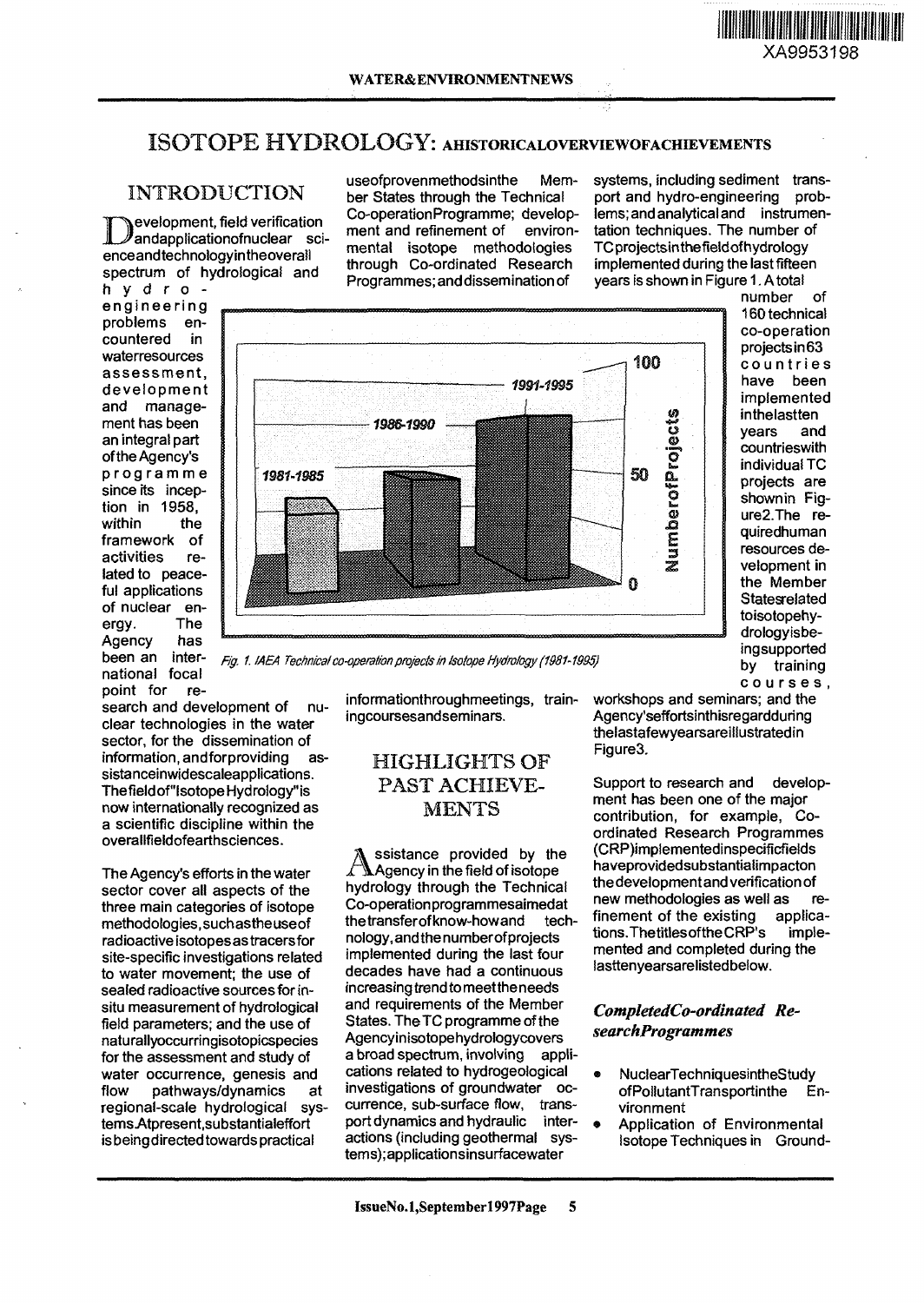# ISOTOPE HYDROLOGY: A HISTORICAL OVERVIEW OF ACHIEVEMENTS

## INTRODUCTION

Development, field verification and application of nuclear science and technology in the overall spectrum of hydrological and hydro-engineering problems encountered in water resources assessment, development and management has been an integral part of the Agency's programme since its inception in 1958, within the framework of activities related to peaceful applications of nuclear energy. The Agency has been an international focal point for research and development of nuclear technologies in the water sector, for the dissemination of information, and for providing assistance in wide scale applications. The field of "Isotope Hydrology" is now internationally recognized as a scientific discipline within the overall field of earth sciences.

The Agency's efforts in the water sector cover all aspects of the three main categories of isotope methodologies, such as the use of radioactive isotopes as tracers for site-specific investigations related to water movement; the use of sealed radioactive sources for in-situ measurement of hydrological field parameters; and the use of naturally occurring isotopic species for the assessment and study of water occurrence, genesis and flow pathways/dynamics at regional-scale hydrological systems. At present, substantial effort is being directed towards practical use of proven methods in the Member States through the Technical Co-operation Programme; development and refinement of environmental isotope methodologies through Co-ordinated Research Programmes; and dissemination of information through meetings, training courses and seminars.

1981-1985

1986-1990

1991-1995

100

50

0

Number of Projects

Fig. 1. IAEA Technical co-operation projects in Isotope Hydrology (1981-1995)

## HIGHLIGHTS OF PAST ACHIEVEMENTS

Assistance provided by the Agency in the field of isotope hydrology through the Technical Co-operation programmes aimed at the transfer of know-how and technology, and the number of projects implemented during the last four decades have had a continuous increasing trend to meet the needs and requirements of the Member States. The TC programme of the Agency in isotope hydrology covers a broad spectrum, involving applications related to hydrogeological investigations of groundwater occurrence, sub-surface flow, transport dynamics and hydraulic interactions (including geothermal systems); applications in surface water systems, including sediment transport and hydro-engineering problems; and analytical and instrumentation techniques. The number of TC projects in the field of hydrology implemented during the last fifteen years is shown in Figure 1. A total number of 160 technical co-operation projects in 63 countries have been implemented in the last ten years and countries with individual TC projects are shown in Figure 2. The required human resources development in the Member States related to isotope hydrology is being supported by training courses, workshops and seminars; and the Agency's efforts in this regard during the last a few years are illustrated in Figure 3.

Support to research and development has been one of the major contribution, for example, Co-ordinated Research Programmes (CRP) implemented in specific fields have provided substantial impact on the development and verification of new methodologies as well as refinement of the existing applications. The titles of the CRP's implemented and completed during the last ten years are listed below.

### *Completed Co-ordinated Research Programmes*

- Nuclear Techniques in the Study of Pollutant Transport in the Environment
- Application of Environmental Isotope Techniques in Ground-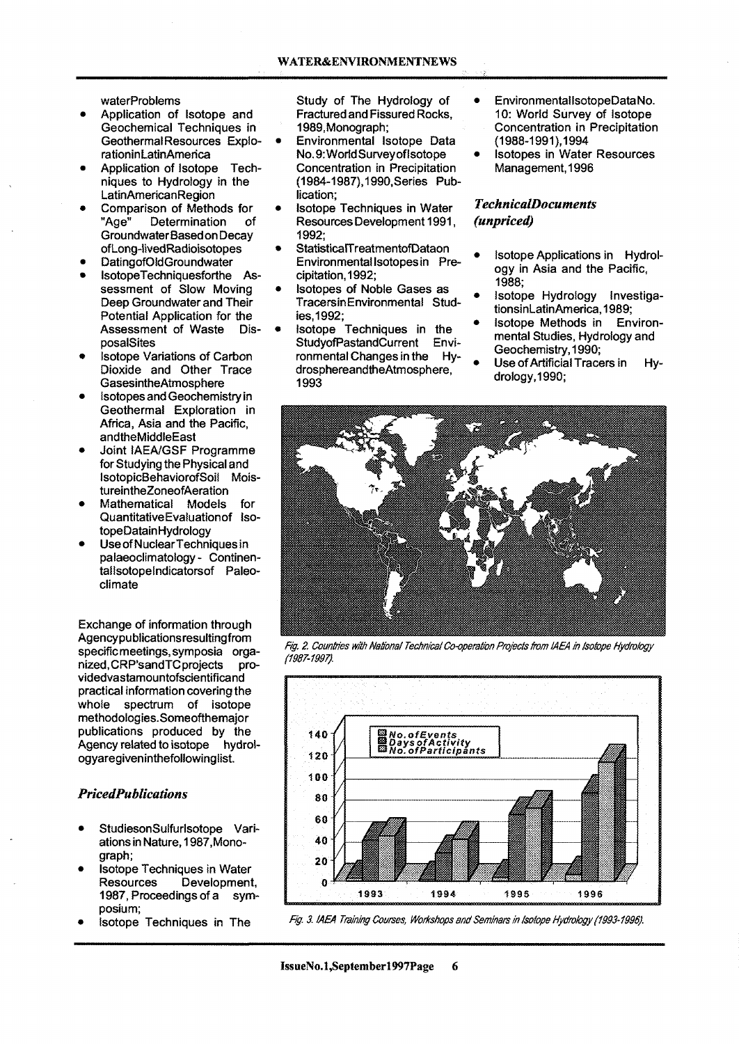waterProblems

- Application of Isotope and Geochemical Techniques in Geothermal Resources Exploration in Latin America
- Application of Isotope Techniques to Hydrology in the Latin American Region
- Comparison of Methods for "Age" Determination of Groundwater Based on Decay of Long-lived Radioisotopes
- Dating of Old Groundwater
- Isotope Techniques for the Assessment of Slow Moving Deep Groundwater and Their Potential Application for the Assessment of Waste Disposal Sites
- Isotope Variations of Carbon Dioxide and Other Trace Gases in the Atmosphere
- Isotopes and Geochemistry in Geothermal Exploration in Africa, Asia and the Pacific, and the Middle East
- Joint IAEA/GSF Programme for Studying the Physical and Isotopic Behavior of Soil Moisture in the Zone of Aeration
- Mathematical Models for Quantitative Evaluation of Isotope Data in Hydrology
- Use of Nuclear Techniques in palaeoclimatology - Continental Isotope Indicators of Paleoclimate

Exchange of information through Agency publications resulting from specific meetings, symposia organized, CRP's and TC projects provided vast amount of scientific and practical information covering the whole spectrum of isotope methodologies. Some of the major publications produced by the Agency related to isotope hydrology are given in the following list.

### *Priced Publications*

- Studies on Sulfur Isotope Variations in Nature, 1987, Monograph;
- Isotope Techniques in Water Resources Development, 1987, Proceedings of a symposium;
- Isotope Techniques in The Study of The Hydrology of Fractured and Fissured Rocks, 1989, Monograph;
- Environmental Isotope Data No. 9: World Survey of Isotope Concentration in Precipitation (1984-1987), 1990, Series Publication;
- Isotope Techniques in Water Resources Development 1991, 1992;
- Statistical Treatment of Data on Environmental Isotopes in Precipitation, 1992;
- Isotopes of Noble Gases as Tracers in Environmental Studies, 1992;
- Isotope Techniques in the Study of Past and Current Environmental Changes in the Hydrosphere and the Atmosphere, 1993
- Environmental Isotope Data No. 10: World Survey of Isotope Concentration in Precipitation (1988-1991), 1994
- Isotopes in Water Resources Management, 1996

### *Technical Documents (unpriced)*

- Isotope Applications in Hydrology in Asia and the Pacific, 1988;
- Isotope Hydrology Investigations in Latin America, 1989;
- Isotope Methods in Environmental Studies, Hydrology and Geochemistry, 1990;
- Use of Artificial Tracers in Hydrology, 1990;

*Fig. 2. Countries with National Technical Co-operation Projects from IAEA in Isotope Hydrology (1987-1997).*

*Fig. 3. IAEA Training Courses, Workshops and Seminars in Isotope Hydrology (1993-1996).*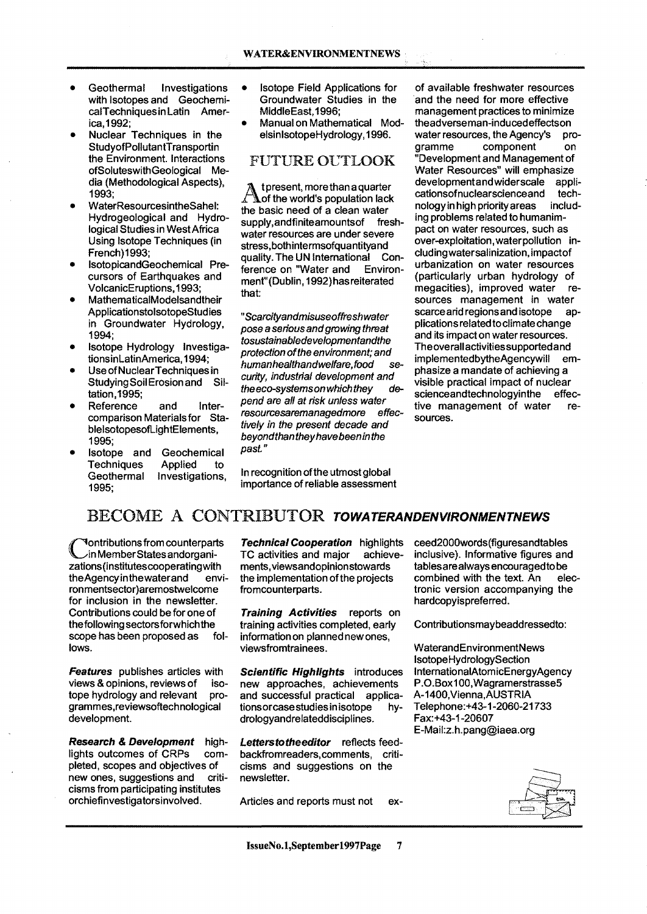- Geothermal Investigations with Isotopes and Geochemical Techniques in Latin America, 1992;
- Nuclear Techniques in the Study of Pollutant Transport in the Environment. Interactions of Solutes with Geological Media (Methodological Aspects), 1993;
- Water Resources in the Sahel: Hydrogeological and Hydrological Studies in West Africa Using Isotope Techniques (in French) 1993;
- Isotopic and Geochemical Precursors of Earthquakes and Volcanic Eruptions, 1993;
- Mathematical Models and their Applications to Isotope Studies in Groundwater Hydrology, 1994;
- Isotope Hydrology Investigations in Latin America, 1994;
- Use of Nuclear Techniques in Studying Soil Erosion and Siltation, 1995;
- Reference and Intercomparison Materials for Stable Isotopes of Light Elements, 1995;
- Isotope and Geochemical Techniques Applied to Geothermal Investigations, 1995;
- Isotope Field Applications for Groundwater Studies in the Middle East, 1996;
- Manual on Mathematical Models in Isotope Hydrology, 1996.

## FUTURE OUTLOOK

At present, more than a quarter of the world's population lack the basic need of a clean water supply, and finite amounts of freshwater resources are under severe stress, both in terms of quantity and quality. The UN International Conference on "Water and Environment" (Dublin, 1992) has reiterated that:

"*Scarcity and misuse of freshwater pose a serious and growing threat to sustainable development and the protection of the environment; and human health and welfare, food security, industrial development and the eco-systems on which they depend are all at risk unless water resources are managed more effectively in the present decade and beyond than they have been in the past.*"

In recognition of the utmost global importance of reliable assessment of available freshwater resources and the need for more effective management practices to minimize the adverse man-induced effects on water resources, the Agency's programme component on "Development and Management of Water Resources" will emphasize development and wider scale applications of nuclear science and technology in high priority areas including problems related to human impact on water resources, such as over-exploitation, water pollution including water salinization, impact of urbanization on water resources (particularly urban hydrology of megacities), improved water resources management in water scarce arid regions and isotope applications related to climate change and its impact on water resources. The overall activities supported and implemented by the Agency will emphasize a mandate of achieving a visible practical impact of nuclear science and technology in the effective management of water resources.

## BECOME A CONTRIBUTOR *TO WATER AND ENVIRONMENT NEWS*

Contributions from counterparts in Member States and organizations (institutes cooperating with the Agency in the water and environment sector) are most welcome for inclusion in the newsletter. Contributions could be for one of the following sectors for which the scope has been proposed as follows.

***Features*** publishes articles with views & opinions, reviews of isotope hydrology and relevant programmes, reviews of technological development.

***Research & Development*** highlights outcomes of CRPs completed, scopes and objectives of new ones, suggestions and criticisms from participating institutes or chief investigators involved.

***Technical Cooperation*** highlights TC activities and major achievements, views and opinions towards the implementation of the projects from counterparts.

***Training Activities*** reports on training activities completed, early information on planned new ones, views from trainees.

***Scientific Highlights*** introduces new approaches, achievements and successful practical applications or case studies in isotope hydrology and related disciplines.

***Letters to the editor*** reflects feedback from readers, comments, criticisms and suggestions on the newsletter.

Articles and reports must not exceed 2000 words (figures and tables inclusive). Informative figures and tables are always encouraged to be combined with the text. An electronic version accompanying the hardcopy is preferred.

Contributions may be addressed to:

Water and Environment News
Isotope Hydrology Section
International Atomic Energy Agency
P.O. Box 100, Wagramerstrasse 5
A-1400, Vienna, AUSTRIA
Telephone: +43-1-2060-21733
Fax: +43-1-20607
E-Mail: z.h.pang@iaea.org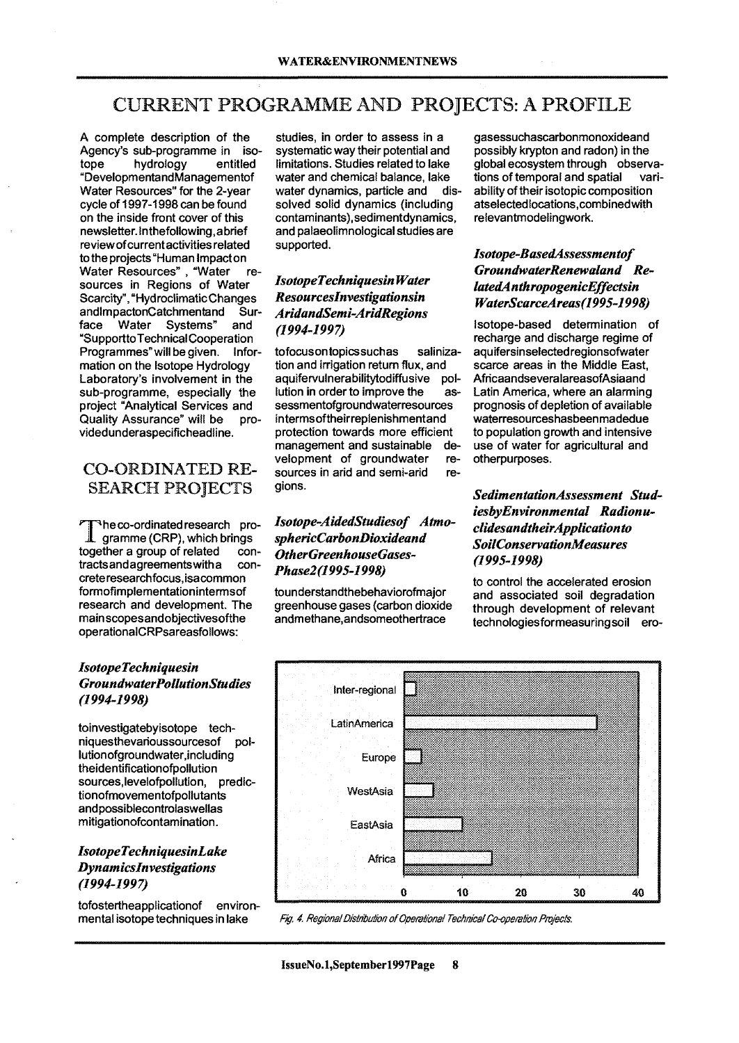# CURRENT PROGRAMME AND PROJECTS: A PROFILE

A complete description of the Agency's sub-programme in isotope hydrology entitled "Development and Management of Water Resources" for the 2-year cycle of 1997-1998 can be found on the inside front cover of this newsletter. In the following, a brief review of current activities related to the projects "Human Impact on Water Resources", "Water resources in Regions of Water Scarcity", "Hydroclimatic Changes and Impact on Catchment and Surface Water Systems" and "Support to Technical Cooperation Programmes" will be given. Information on the Isotope Hydrology Laboratory's involvement in the sub-programme, especially the project "Analytical Services and Quality Assurance" will be provided under a specific headline.

## CO-ORDINATED RESEARCH PROJECTS

The co-ordinated research programme (CRP), which brings together a group of related contracts and agreements with a concrete research focus, is a common form of implementation in terms of research and development. The main scopes and objectives of the operational CRPs are as follows:

### *Isotope Techniques in Groundwater Pollution Studies (1994-1998)*

to investigate by isotope techniques the various sources of pollution of groundwater, including the identification of pollution sources, level of pollution, prediction of movement of pollutants and possible control as well as mitigation of contamination.

### *Isotope Techniques in Lake Dynamics Investigations (1994-1997)*

to foster the application of environmental isotope techniques in lake studies, in order to assess in a systematic way their potential and limitations. Studies related to lake water and chemical balance, lake water dynamics, particle and dissolved solid dynamics (including contaminants), sediment dynamics, and palaeolimnological studies are supported.

### *Isotope Techniques in Water Resources Investigations in Arid and Semi-Arid Regions (1994-1997)*

to focus on topics such as salinization and irrigation return flux, and aquifer vulnerability to diffusive pollution in order to improve the assessment of groundwater resources in terms of their replenishment and protection towards more efficient management and sustainable development of groundwater resources in arid and semi-arid regions.

### *Isotope-Aided Studies of Atmospheric Carbon Dioxide and Other Greenhouse Gases-Phase 2 (1995-1998)*

to understand the behavior of major greenhouse gases (carbon dioxide and methane, and some other trace gases such as carbon monoxide and possibly krypton and radon) in the global ecosystem through observations of temporal and spatial variability of their isotopic composition at selected locations, combined with relevant modeling work.

### *Isotope-Based Assessment of Groundwater Renewal and Related Anthropogenic Effects in Water Scarce Areas (1995-1998)*

Isotope-based determination of recharge and discharge regime of aquifers in selected regions of water scarce areas in the Middle East, Africa and several areas of Asia and Latin America, where an alarming prognosis of depletion of available water resources has been made due to population growth and intensive use of water for agricultural and other purposes.

### *Sedimentation Assessment Studies by Environmental Radionuclides and their Application to Soil Conservation Measures (1995-1998)*

to control the accelerated erosion and associated soil degradation through development of relevant technologies for measuring soil ero-

| Region | Number of projects (approx.) |
|---|---|
| Inter-regional | 1 |
| Latin America | 33 |
| Europe | 2 |
| West Asia | 5 |
| East Asia | 10 |
| Africa | 16 |

*Fig. 4. Regional Distribution of Operational Technical Co-operation Projects.*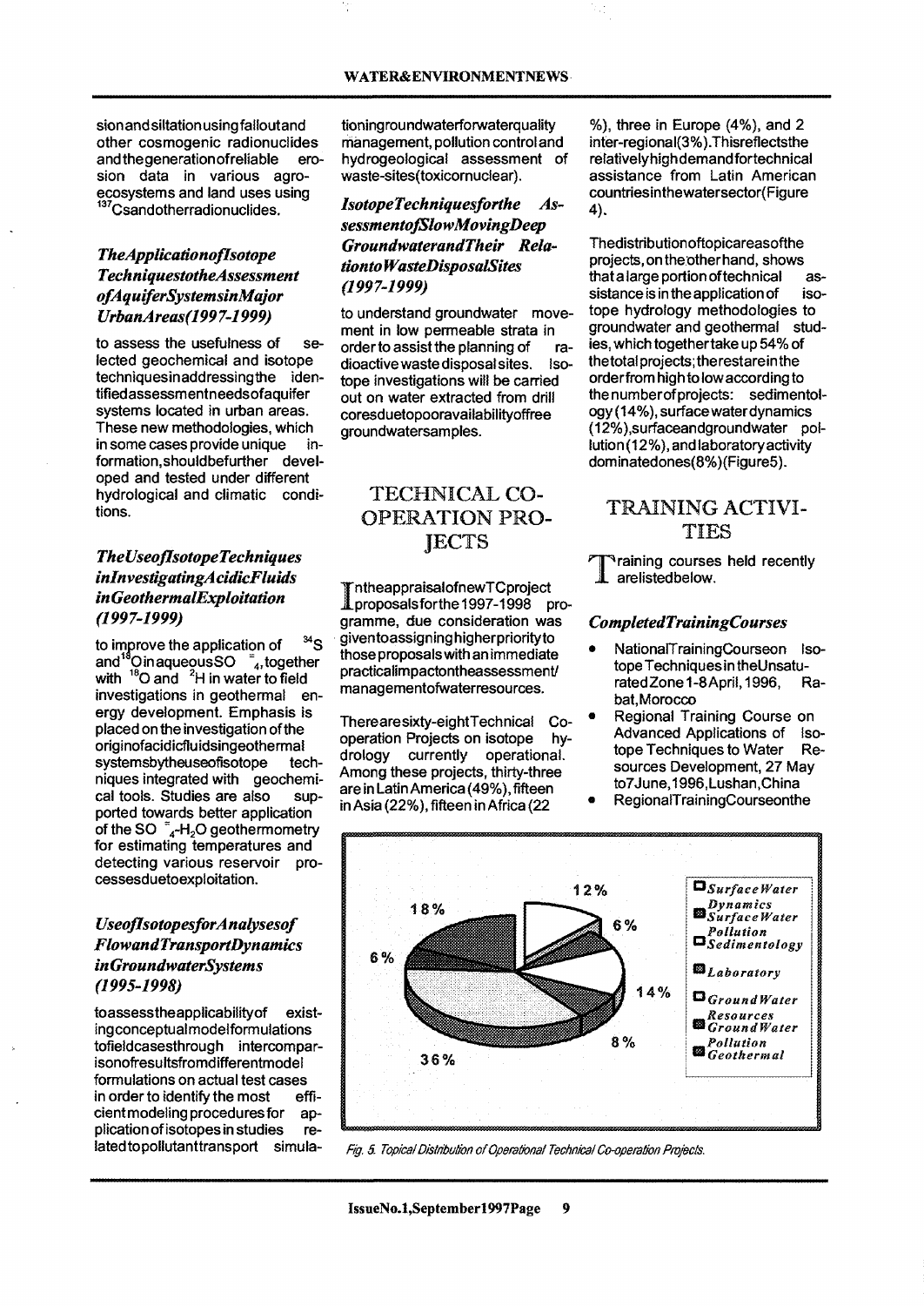sion and siltation using fallout and other cosmogenic radionuclides and the generation of reliable erosion data in various agro-ecosystems and land uses using $^{137}Cs$ and other radionuclides.

### *The Application of Isotope Techniques to the Assessment of Aquifer Systems in Major Urban Areas (1997-1999)*

to assess the usefulness of selected geochemical and isotope techniques in addressing the identified assessment needs of aquifer systems located in urban areas. These new methodologies, which in some cases provide unique information, should be further developed and tested under different hydrological and climatic conditions.

### *The Use of Isotope Techniques in Investigating Acidic Fluids in Geothermal Exploitation (1997-1999)*

to improve the application of $^{34}S$ and $^{18}O$ in aqueous $SO_4^{=}$, together with $^{18}O$ and $^{2}H$ in water to field investigations in geothermal energy development. Emphasis is placed on the investigation of the origin of acidic fluids in geothermal systems by the use of isotope techniques integrated with geochemical tools. Studies are also supported towards better application of the $SO_4^{=}$-$H_2O$ geothermometry for estimating temperatures and detecting various reservoir processes due to exploitation.

### *Use of Isotopes for Analyses of Flow and Transport Dynamics in Groundwater Systems (1995-1998)*

to assess the applicability of existing conceptual model formulations to field cases through intercomparison of results from different model formulations on actual test cases in order to identify the most efficient modeling procedures for application of isotopes in studies related to pollutant transport simulationing groundwater for water quality management, pollution control and hydrogeological assessment of waste-sites (toxic or nuclear).

### *Isotope Techniques for the Assessment of Slow Moving Deep Groundwater and Their Relation to Waste Disposal Sites (1997-1999)*

to understand groundwater movement in low permeable strata in order to assist the planning of radioactive waste disposal sites. Isotope investigations will be carried out on water extracted from drill cores due to poor availability of free groundwater samples.

## TECHNICAL CO-OPERATION PROJECTS

In the appraisal of new TC project proposals for the 1997-1998 programme, due consideration was given to assigning higher priority to those proposals with an immediate practical impact on the assessment/management of water resources.

There are sixty-eight Technical Co-operation Projects on isotope hydrology currently operational. Among these projects, thirty-three are in Latin America (49%), fifteen in Asia (22%), fifteen in Africa (22 %), three in Europe (4%), and 2 inter-regional (3%). This reflects the relatively high demand for technical assistance from Latin American countries in the water sector (Figure 4).

The distribution of topic areas of the projects, on the other hand, shows that a large portion of technical assistance is in the application of isotope hydrology methodologies to groundwater and geothermal studies, which together take up 54% of the total projects; the rest are in the order from high to low according to the number of projects: sedimentology (14%), surface water dynamics (12%), surface and groundwater pollution (12%), and laboratory activity dominated ones (8%) (Figure 5).

## TRAINING ACTIVITIES

Training courses held recently are listed below.

### *Completed Training Courses*

- National Training Course on Isotope Techniques in the Unsaturated Zone 1-8 April, 1996, Rabat, Morocco
- Regional Training Course on Advanced Applications of Isotope Techniques to Water Resources Development, 27 May to 7 June, 1996, Lushan, China
- Regional Training Course on the

12%
18%
6%
6%
14%
8%
36%

Surface Water Dynamics
Surface Water Pollution
Sedimentology
Laboratory
Ground Water Resources
Ground Water Pollution
Geothermal

*Fig. 5. Topical Distribution of Operational Technical Co-operation Projects.*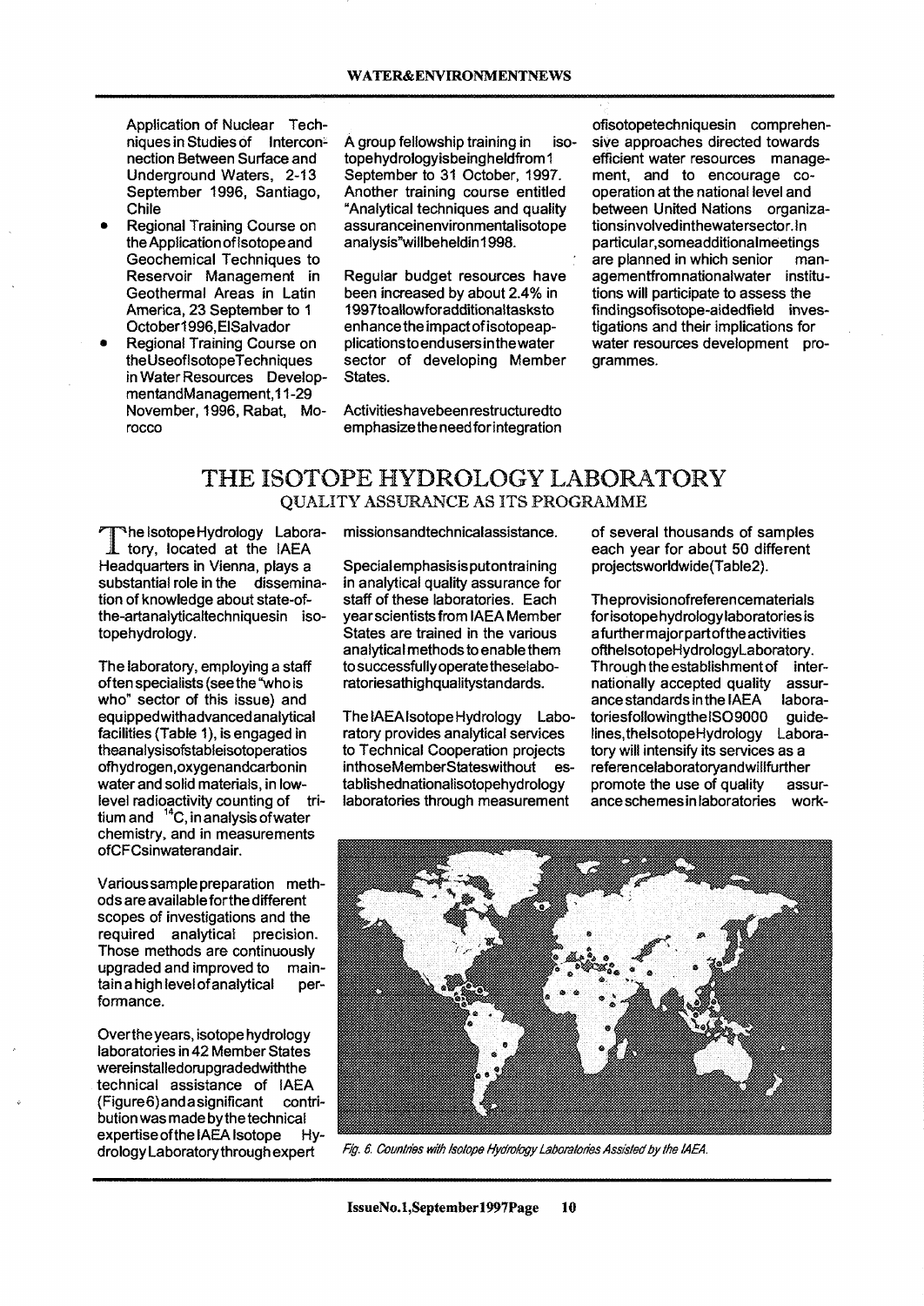Application of Nuclear Techniques in Studies of Interconnection Between Surface and Underground Waters, 2-13 September 1996, Santiago, Chile

- Regional Training Course on the Application of Isotope and Geochemical Techniques to Reservoir Management in Geothermal Areas in Latin America, 23 September to 1 October 1996, El Salvador
- Regional Training Course on the Use of Isotope Techniques in Water Resources Development and Management, 11-29 November, 1996, Rabat, Morocco

A group fellowship training in isotope hydrology is being held from 1 September to 31 October, 1997. Another training course entitled "Analytical techniques and quality assurance in environmental isotope analysis" will be held in 1998.

Regular budget resources have been increased by about 2.4% in 1997 to allow for additional tasks to enhance the impact of isotope applications to end users in the water sector of developing Member States.

Activities have been restructured to emphasize the need for integration of isotope techniques in comprehensive approaches directed towards efficient water resources management, and to encourage cooperation at the national level and between United Nations organizations involved in the water sector. In particular, some additional meetings are planned in which senior management from national water institutions will participate to assess the findings of isotope-aided field investigations and their implications for water resources development programmes.

# THE ISOTOPE HYDROLOGY LABORATORY

## QUALITY ASSURANCE AS ITS PROGRAMME

The Isotope Hydrology Laboratory, located at the IAEA Headquarters in Vienna, plays a substantial role in the dissemination of knowledge about state-of-the-art analytical techniques in isotope hydrology.

The laboratory, employing a staff of ten specialists (see the "who is who" sector of this issue) and equipped with advanced analytical facilities (Table 1), is engaged in the analysis of stable isotope ratios of hydrogen, oxygen and carbon in water and solid materials, in low-level radioactivity counting of tritium and $^{14}C$, in analysis of water chemistry, and in measurements of CFCs in water and air.

Various sample preparation methods are available for the different scopes of investigations and the required analytical precision. Those methods are continuously upgraded and improved to maintain a high level of analytical performance.

Over the years, isotope hydrology laboratories in 42 Member States were installed or upgraded with the technical assistance of IAEA (Figure 6) and a significant contribution was made by the technical expertise of the IAEA Isotope Hydrology Laboratory through expert missions and technical assistance.

Special emphasis is put on training in analytical quality assurance for staff of these laboratories. Each year scientists from IAEA Member States are trained in the various analytical methods to enable them to successfully operate these laboratories at high quality standards.

The IAEA Isotope Hydrology Laboratory provides analytical services to Technical Cooperation projects in those Member States without established national isotope hydrology laboratories through measurement of several thousands of samples each year for about 50 different projects worldwide (Table 2).

The provision of reference materials for isotope hydrology laboratories is a further major part of the activities of the Isotope Hydrology Laboratory. Through the establishment of internationally accepted quality assurance standards in the IAEA laboratories following the ISO 9000 guidelines, the Isotope Hydrology Laboratory will intensify its services as a reference laboratory and will further promote the use of quality assurance schemes in laboratories work-

*Fig. 6. Countries with Isotope Hydrology Laboratories Assisted by the IAEA.*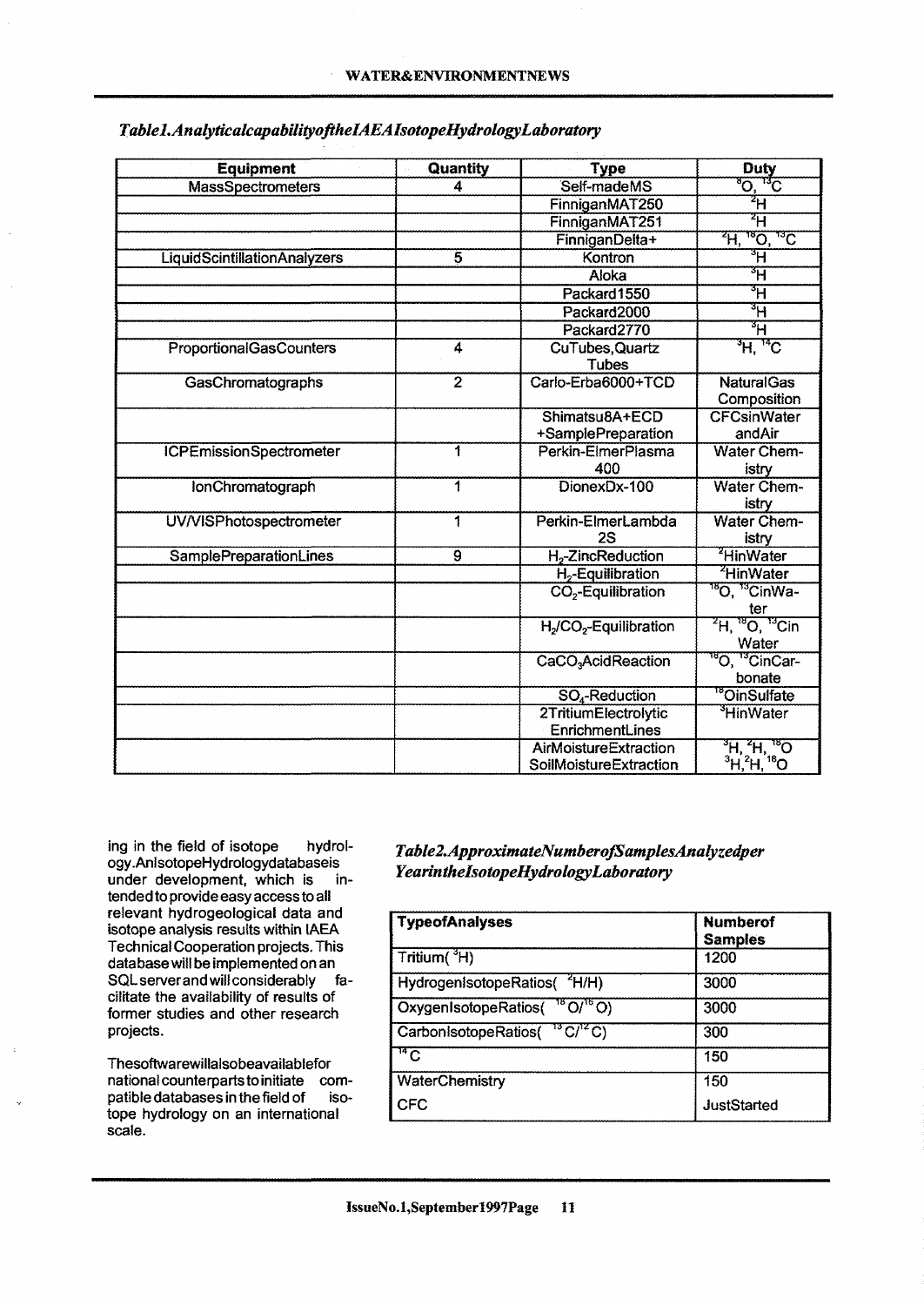*Table1.AnalyticalcapabilityoftheIAEAIsotopeHydrologyLaboratory*

| Equipment | Quantity | Type | Duty |
|---|---|---|---|
| MassSpectrometers | 4 | Self-madeMS | $^{18}O$, $^{13}C$ |
| | | FinniganMAT250 | $^{2}H$ |
| | | FinniganMAT251 | $^{2}H$ |
| | | FinniganDelta+ | $^{2}H$, $^{18}O$, $^{13}C$ |
| LiquidScintillationAnalyzers | 5 | Kontron | $^{3}H$ |
| | | Aloka | $^{3}H$ |
| | | Packard1550 | $^{3}H$ |
| | | Packard2000 | $^{3}H$ |
| | | Packard2770 | $^{3}H$ |
| ProportionalGasCounters | 4 | CuTubes,Quartz Tubes | $^{3}H$, $^{14}C$ |
| GasChromatographs | 2 | Carlo-Erba6000+TCD | NaturalGas Composition |
| | | Shimatsu8A+ECD +SamplePreparation | CFCsinWater andAir |
| ICPEmissionSpectrometer | 1 | Perkin-ElmerPlasma 400 | Water Chemistry |
| IonChromatograph | 1 | DionexDx-100 | Water Chemistry |
| UV/VISPhotospectrometer | 1 | Perkin-ElmerLambda 2S | Water Chemistry |
| SamplePreparationLines | 9 | $H_2$-ZincReduction | $^{2}H$inWater |
| | | $H_2$-Equilibration | $^{2}H$inWater |
| | | $CO_2$-Equilibration | $^{18}O$, $^{13}C$inWater |
| | | $H_2/CO_2$-Equilibration | $^{2}H$, $^{18}O$, $^{13}C$in Water |
| | | $CaCO_3$AcidReaction | $^{18}O$, $^{13}C$inCarbonate |
| | | $SO_4$-Reduction | $^{18}O$inSulfate |
| | | 2TritiumElectrolytic EnrichmentLines | $^{3}H$inWater |
| | | AirMoistureExtraction SoilMoistureExtraction | $^{3}H$, $^{2}H$, $^{18}O$ $^{3}H$, $^{2}H$, $^{18}O$ |

ing in the field of isotope hydrology.AnIsotopeHydrologydatabaseis under development, which is intendedto provideeasy access to all relevant hydrogeological data and isotope analysis results within IAEA TechnicalCooperation projects. This database will be implemented on an SQL serverandwill considerably facilitate the availability of results of former studies and other research projects.

Thesoftwarewillalsobeavailablefor national counterparts to initiate compatible databases in the field of isotope hydrology on an international scale.

*Table2.ApproximateNumberofSamplesAnalyzedper YearintheIsotopeHydrologyLaboratory*

| TypeofAnalyses | Numberof Samples |
|---|---|
| Tritium($^{3}H$) | 1200 |
| HydrogenIsotopeRatios( $^{2}H/H$) | 3000 |
| OxygenIsotopeRatios( $^{18}O/^{16}O$) | 3000 |
| CarbonIsotopeRatios( $^{13}C/^{12}C$) | 300 |
| $^{14}C$ | 150 |
| WaterChemistry | 150 |
| CFC | JustStarted |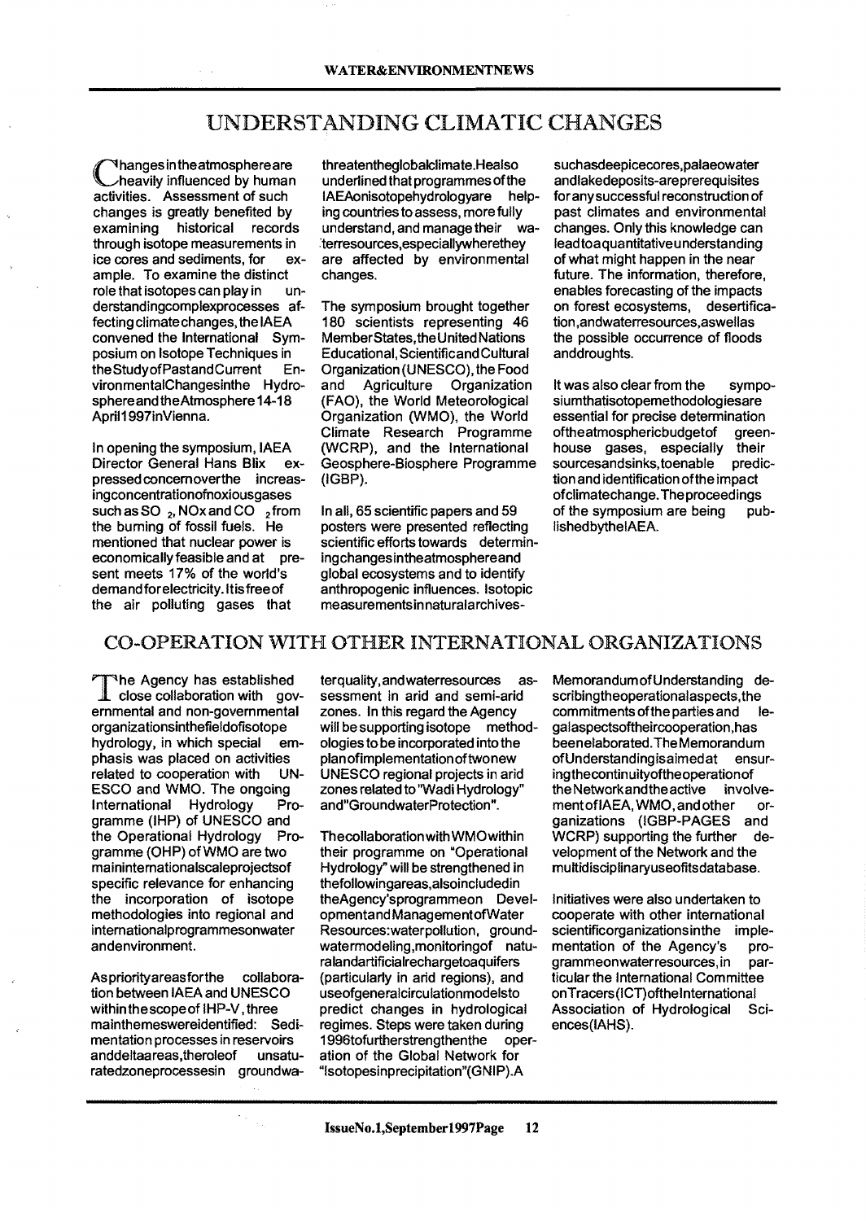# UNDERSTANDING CLIMATIC CHANGES

Changes in the atmosphere are heavily influenced by human activities. Assessment of such changes is greatly benefited by examining historical records through isotope measurements in ice cores and sediments, for example. To examine the distinct role that isotopes can play in understanding complex processes affecting climate changes, the IAEA convened the International Symposium on Isotope Techniques in the Study of Past and Current Environmental Changes in the Hydrosphere and the Atmosphere 14-18 April 1997 in Vienna.

In opening the symposium, IAEA Director General Hans Blix expressed concern over the increasing concentration of noxious gases such as $SO_2$, NOx and $CO_2$ from the burning of fossil fuels. He mentioned that nuclear power is economically feasible and at present meets 17% of the world's demand for electricity. It is free of the air polluting gases that threaten the global climate. He also underlined that programmes of the IAEA on isotope hydrology are helping countries to assess, more fully understand, and manage their water resources, especially where they are affected by environmental changes.

The symposium brought together 180 scientists representing 46 Member States, the United Nations Educational, Scientific and Cultural Organization (UNESCO), the Food and Agriculture Organization (FAO), the World Meteorological Organization (WMO), the World Climate Research Programme (WCRP), and the International Geosphere-Biosphere Programme (IGBP).

In all, 65 scientific papers and 59 posters were presented reflecting scientific efforts towards determining changes in the atmosphere and global ecosystems and to identify anthropogenic influences. Isotopic measurements in natural archives- such as deep ice cores, palaeowater and lake deposits-are prerequisites for any successful reconstruction of past climates and environmental changes. Only this knowledge can lead to a quantitative understanding of what might happen in the near future. The information, therefore, enables forecasting of the impacts on forest ecosystems, desertification, and water resources, as well as the possible occurrence of floods and droughts.

It was also clear from the symposium that isotope methodologies are essential for precise determination of the atmospheric budget of greenhouse gases, especially their sources and sinks, to enable prediction and identification of the impact of climate change. The proceedings of the symposium are being published by the IAEA.

# CO-OPERATION WITH OTHER INTERNATIONAL ORGANIZATIONS

The Agency has established close collaboration with governmental and non-governmental organizations in the field of isotope hydrology, in which special emphasis was placed on activities related to cooperation with UNESCO and WMO. The ongoing International Hydrology Programme (IHP) of UNESCO and the Operational Hydrology Programme (OHP) of WMO are two main international scale projects of specific relevance for enhancing the incorporation of isotope methodologies into regional and international programmes on water and environment.

As priority areas for the collaboration between IAEA and UNESCO within the scope of IHP-V, three main themes were identified: Sedimentation processes in reservoirs and delta areas, the role of unsaturated zone processes in groundwater quality, and water resources assessment in arid and semi-arid zones. In this regard the Agency will be supporting isotope methodologies to be incorporated into the plan of implementation of two new UNESCO regional projects in arid zones related to "Wadi Hydrology" and "Groundwater Protection".

The collaboration with WMO within their programme on "Operational Hydrology" will be strengthened in the following areas, also included in the Agency's programme on Development and Management of Water Resources: water pollution, groundwater modeling, monitoring of natural and artificial recharge to aquifers (particularly in arid regions), and use of general circulation models to predict changes in hydrological regimes. Steps were taken during 1996 to further strengthen the operation of the Global Network for "Isotopes in precipitation" (GNIP). A Memorandum of Understanding describing the operational aspects, the commitments of the parties and legal aspects of their cooperation, has been elaborated. The Memorandum of Understanding is aimed at ensuring the continuity of the operation of the Network and the active involvement of IAEA, WMO, and other organizations (IGBP-PAGES and WCRP) supporting the further development of the Network and the multidisciplinary use of its database.

Initiatives were also undertaken to cooperate with other international scientific organizations in the implementation of the Agency's programme on water resources, in particular the International Committee on Tracers (ICT) of the International Association of Hydrological Sciences (IAHS).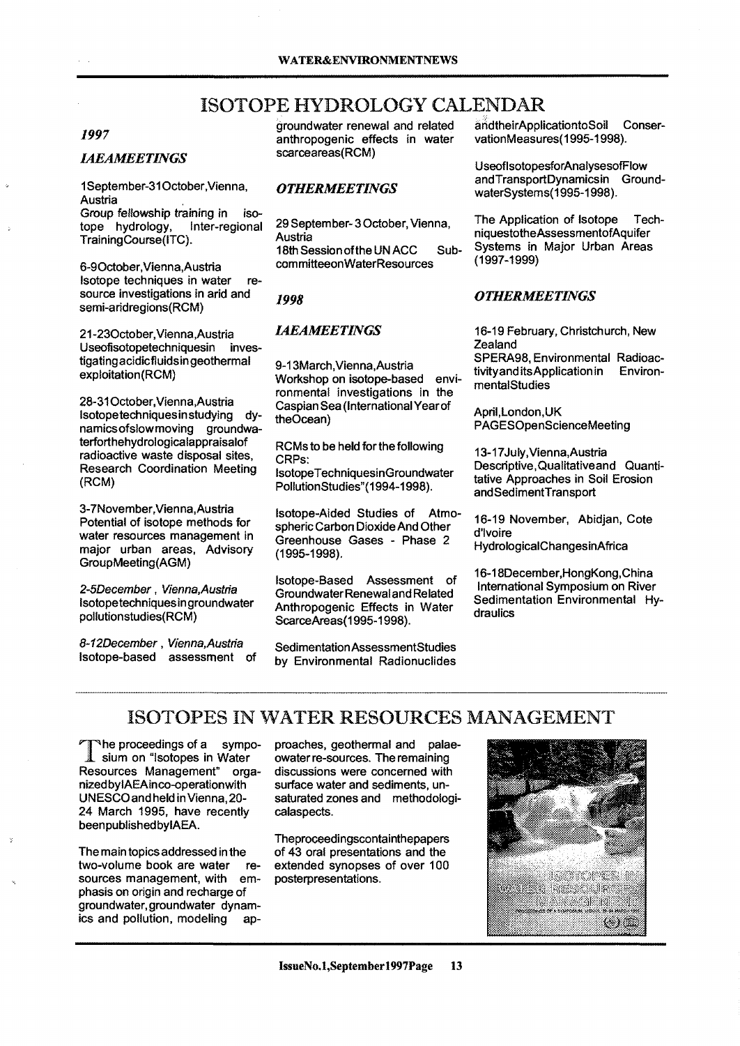# ISOTOPE HYDROLOGY CALENDAR

*1997*

## *IAEA MEETINGS*

1 September-31 October, Vienna, Austria
Group fellowship training in isotope hydrology, Inter-regional Training Course (ITC).

6-9 October, Vienna, Austria
Isotope techniques in water resource investigations in arid and semi-arid regions (RCM)

21-23 October, Vienna, Austria
Use of isotope techniques in investigating acidic fluids in geothermal exploitation (RCM)

28-31 October, Vienna, Austria
Isotope techniques in studying dynamics of slow moving groundwater for the hydrological appraisal of radioactive waste disposal sites, Research Coordination Meeting (RCM)

3-7 November, Vienna, Austria
Potential of isotope methods for water resources management in major urban areas, Advisory Group Meeting (AGM)

*2-5 December, Vienna, Austria*
Isotope techniques in groundwater pollution studies (RCM)

*8-12 December, Vienna, Austria*
Isotope-based assessment of groundwater renewal and related anthropogenic effects in water scarce areas (RCM)

## *OTHER MEETINGS*

29 September-3 October, Vienna, Austria
18th Session of the UN ACC Subcommittee on Water Resources

*1998*

## *IAEA MEETINGS*

9-13 March, Vienna, Austria
Workshop on isotope-based environmental investigations in the Caspian Sea (International Year of the Ocean)

RCMs to be held for the following CRPs:
Isotope Techniques in Groundwater Pollution Studies" (1994-1998).

Isotope-Aided Studies of Atmospheric Carbon Dioxide And Other Greenhouse Gases - Phase 2 (1995-1998).

Isotope-Based Assessment of Groundwater Renewal and Related Anthropogenic Effects in Water Scarce Areas (1995-1998).

Sedimentation Assessment Studies by Environmental Radionuclides and their Application to Soil Conservation Measures (1995-1998).

Use of Isotopes for Analyses of Flow and Transport Dynamics in Groundwater Systems (1995-1998).

The Application of Isotope Techniques to the Assessment of Aquifer Systems in Major Urban Areas (1997-1999)

## *OTHER MEETINGS*

16-19 February, Christchurch, New Zealand
SPERA98, Environmental Radioactivity and its Application in Environmental Studies

April, London, UK
PAGES Open Science Meeting

13-17 July, Vienna, Austria
Descriptive, Qualitative and Quantitative Approaches in Soil Erosion and Sediment Transport

16-19 November, Abidjan, Cote d'Ivoire
Hydrological Changes in Africa

16-18 December, Hong Kong, China
International Symposium on River Sedimentation Environmental Hydraulics

# ISOTOPES IN WATER RESOURCES MANAGEMENT

The proceedings of a symposium on "Isotopes in Water Resources Management" organized by IAEA in co-operation with UNESCO and held in Vienna, 20-24 March 1995, have recently been published by IAEA.

The main topics addressed in the two-volume book are water resources management, with emphasis on origin and recharge of groundwater, groundwater dynamics and pollution, modeling approaches, geothermal and palaeowater resources. The remaining discussions were concerned with surface water and sediments, unsaturated zones and methodological aspects.

The proceedings contain the papers of 43 oral presentations and the extended synopses of over 100 poster presentations.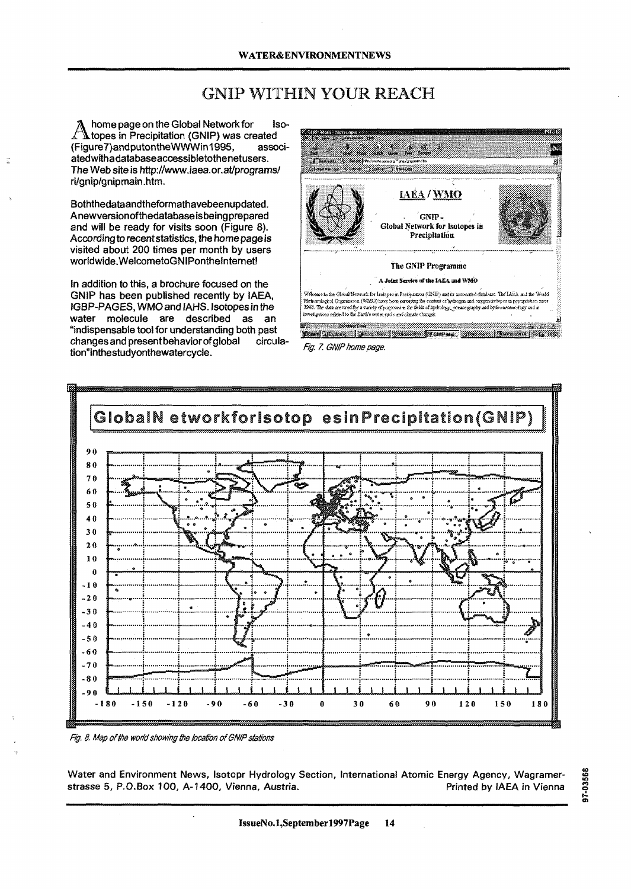# GNIP WITHIN YOUR REACH

A home page on the Global Network for Isotopes in Precipitation (GNIP) was created (Figure 7) and put on the WWW in 1995, associated with a database accessible to the net users. The Web site is http://www.iaea.or.at/programs/ri/gnip/gnipmain.htm.

Both the data and the format have been updated. A new version of the database is being prepared and will be ready for visits soon (Figure 8). According to recent statistics, the home page is visited about 200 times per month by users worldwide. Welcome to GNIP on the Internet!

In addition to this, a brochure focused on the GNIP has been published recently by IAEA, IGBP-PAGES, WMO and IAHS. Isotopes in the water molecule are described as an "indispensable tool for understanding both past changes and present behavior of global circulation" in the study on the water cycle.

IAEA / WMO

GNIP - Global Network for Isotopes in Precipitation

The GNIP Programme

A Joint Service of the IAEA and WMO

*Fig. 7. GNIP home page.*

Global Network for Isotopes in Precipitation (GNIP)

90
80
70
60
50
40
30
20
10
0
-10
-20
-30
-40
-50
-60
-70
-80
-90

-180 -150 -120 -90 -60 -30 0 30 60 90 120 150 180

*Fig. 8. Map of the world showing the location of GNIP stations*

Water and Environment News, Isotopr Hydrology Section, International Atomic Energy Agency, Wagramerstrasse 5, P.O.Box 100, A-1400, Vienna, Austria. Printed by IAEA in Vienna